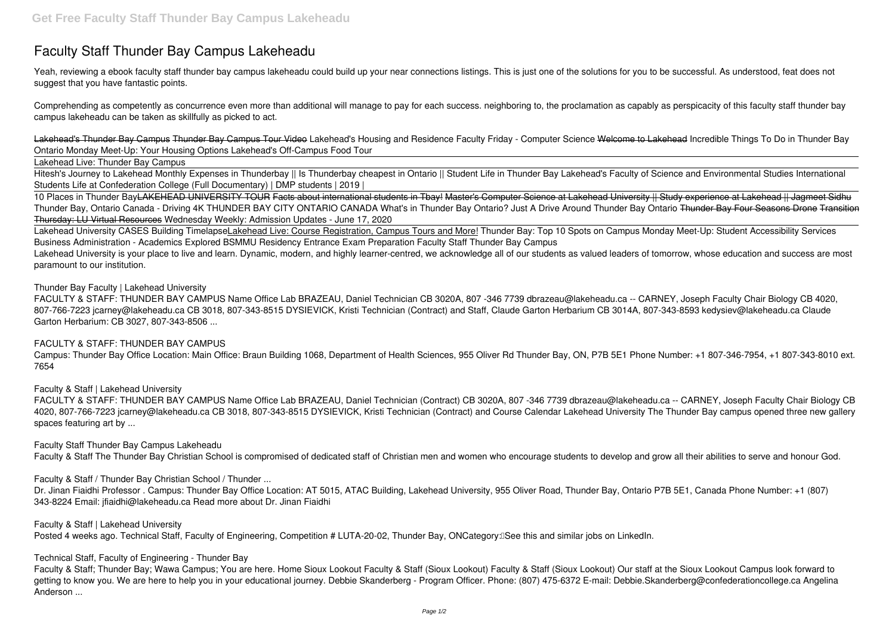# Faculty Staff Thunder Bay Campus Lakeheadu

Yeah, reviewing a ebook faculty staff thunder bay campus lakeheadu could build up your near connections listings. This is just one of the solutions for you to be successful. As understood, feat does not suggest that you have fantastic points.

Comprehending as competently as concurrence even more than additional will manage to pay for each success. neighboring to, the proclamation as capably as perspicacity of this faculty staff thunder bay campus lakeheadu can be taken as skillfully as picked to act.

~~Lakehead's Thunder Bay Campus~~ ~~Thunder Bay Campus Tour Video~~ *Lakehead's Housing and Residence* *Faculty Friday - Computer Science* ~~Welcome to Lakehead~~ *Incredible Things To Do in Thunder Bay Ontario* *Monday Meet-Up: Your Housing Options* *Lakehead's Off-Campus Food Tour*

Lakehead Live: Thunder Bay Campus

Hitesh's Journey to Lakehead Monthly Expenses in Thunderbay || Is Thunderbay cheapest in Ontario || Student Life in Thunder Bay *Lakehead's Faculty of Science and Environmental Studies* *International Students Life at Confederation College (Full Documentary) | DMP students | 2019 |*

10 Places in Thunder Bay~~LAKEHEAD UNIVERSITY TOUR~~ ~~Facts about international students in Tbay!~~ ~~Master's Computer Science at Lakehead University || Study experience at Lakehead || Jagmeet Sidhu~~ *Thunder Bay, Ontario Canada - Driving 4K* *THUNDER BAY CITY ONTARIO CANADA* *What's in Thunder Bay Ontario? Just A Drive Around Thunder Bay Ontario* ~~Thunder Bay Four Seasons Drone Transition~~ ~~Thursday: LU Virtual Resources~~ *Wednesday Weekly: Admission Updates - June 17, 2020*

Lakehead University CASES Building TimelapseLakehead Live: Course Registration, Campus Tours and More! *Thunder Bay: Top 10 Spots on Campus* *Monday Meet-Up: Student Accessibility Services* *Business Administration - Academics Explored* *BSMMU Residency Entrance Exam Preparation* **Faculty Staff Thunder Bay Campus**

Lakehead University is your place to live and learn. Dynamic, modern, and highly learner-centred, we acknowledge all of our students as valued leaders of tomorrow, whose education and success are most paramount to our institution.

**Thunder Bay Faculty | Lakehead University**

FACULTY & STAFF: THUNDER BAY CAMPUS Name Office Lab BRAZEAU, Daniel Technician CB 3020A, 807 -346 7739 dbrazeau@lakeheadu.ca -- CARNEY, Joseph Faculty Chair Biology CB 4020, 807-766-7223 jcarney@lakeheadu.ca CB 3018, 807-343-8515 DYSIEVICK, Kristi Technician (Contract) and Staff, Claude Garton Herbarium CB 3014A, 807-343-8593 kedysiev@lakeheadu.ca Claude Garton Herbarium: CB 3027, 807-343-8506 ...

**FACULTY & STAFF: THUNDER BAY CAMPUS**

Campus: Thunder Bay Office Location: Main Office: Braun Building 1068, Department of Health Sciences, 955 Oliver Rd Thunder Bay, ON, P7B 5E1 Phone Number: +1 807-346-7954, +1 807-343-8010 ext. 7654

**Faculty & Staff | Lakehead University**

FACULTY & STAFF: THUNDER BAY CAMPUS Name Office Lab BRAZEAU, Daniel Technician (Contract) CB 3020A, 807 -346 7739 dbrazeau@lakeheadu.ca -- CARNEY, Joseph Faculty Chair Biology CB 4020, 807-766-7223 jcarney@lakeheadu.ca CB 3018, 807-343-8515 DYSIEVICK, Kristi Technician (Contract) and Course Calendar Lakehead University The Thunder Bay campus opened three new gallery spaces featuring art by ...

**Faculty Staff Thunder Bay Campus Lakeheadu**

Faculty & Staff The Thunder Bay Christian School is compromised of dedicated staff of Christian men and women who encourage students to develop and grow all their abilities to serve and honour God.

**Faculty & Staff / Thunder Bay Christian School / Thunder ...**

Dr. Jinan Fiaidhi Professor . Campus: Thunder Bay Office Location: AT 5015, ATAC Building, Lakehead University, 955 Oliver Road, Thunder Bay, Ontario P7B 5E1, Canada Phone Number: +1 (807) 343-8224 Email: jfiaidhi@lakeheadu.ca Read more about Dr. Jinan Fiaidhi

**Faculty & Staff | Lakehead University**

Posted 4 weeks ago. Technical Staff, Faculty of Engineering, Competition # LUTA-20-02, Thunder Bay, ONCategory: See this and similar jobs on LinkedIn.

**Technical Staff, Faculty of Engineering - Thunder Bay**

Faculty & Staff; Thunder Bay; Wawa Campus; You are here. Home Sioux Lookout Faculty & Staff (Sioux Lookout) Faculty & Staff (Sioux Lookout) Our staff at the Sioux Lookout Campus look forward to getting to know you. We are here to help you in your educational journey. Debbie Skanderberg - Program Officer. Phone: (807) 475-6372 E-mail: Debbie.Skanderberg@confederationcollege.ca Angelina Anderson ...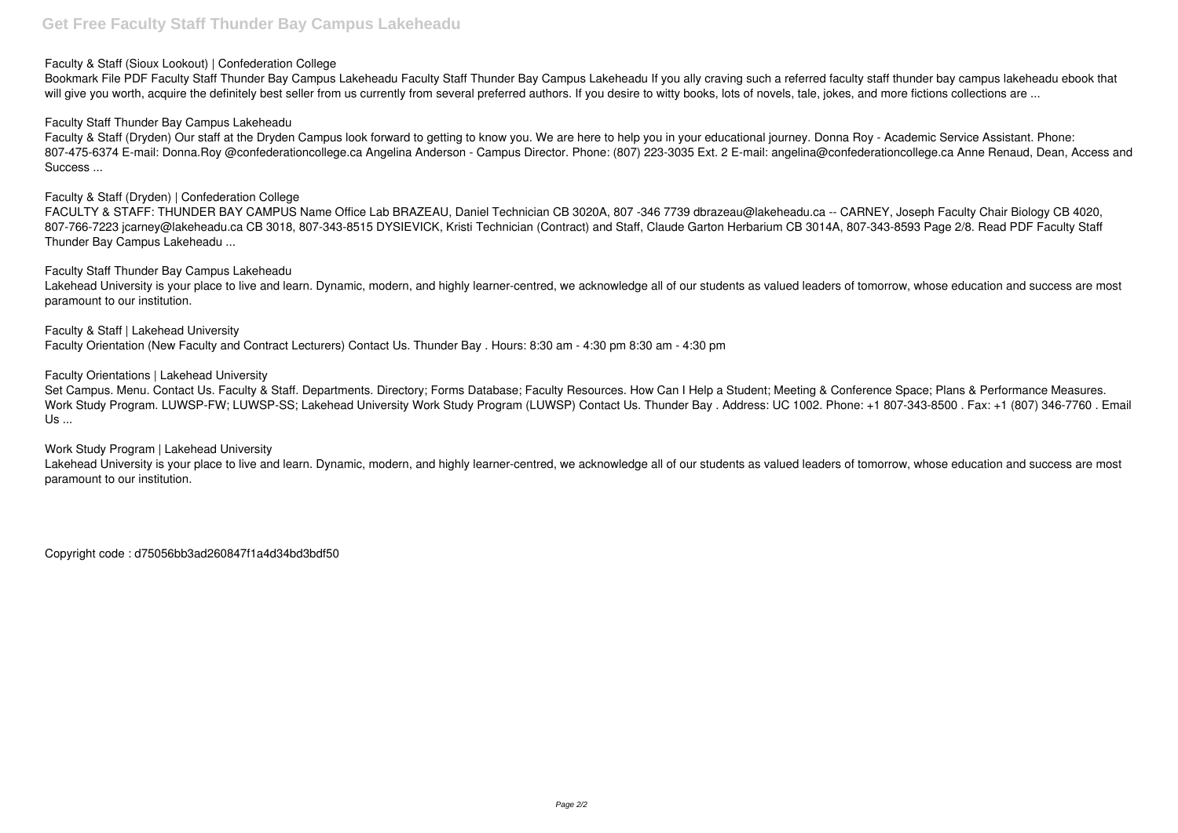Faculty & Staff (Sioux Lookout) | Confederation College

Bookmark File PDF Faculty Staff Thunder Bay Campus Lakeheadu Faculty Staff Thunder Bay Campus Lakeheadu If you ally craving such a referred faculty staff thunder bay campus lakeheadu ebook that will give you worth, acquire the definitely best seller from us currently from several preferred authors. If you desire to witty books, lots of novels, tale, jokes, and more fictions collections are ...

Faculty Staff Thunder Bay Campus Lakeheadu

Faculty & Staff (Dryden) Our staff at the Dryden Campus look forward to getting to know you. We are here to help you in your educational journey. Donna Roy - Academic Service Assistant. Phone: 807-475-6374 E-mail: Donna.Roy @confederationcollege.ca Angelina Anderson - Campus Director. Phone: (807) 223-3035 Ext. 2 E-mail: angelina@confederationcollege.ca Anne Renaud, Dean, Access and Success ...

Faculty & Staff (Dryden) | Confederation College

FACULTY & STAFF: THUNDER BAY CAMPUS Name Office Lab BRAZEAU, Daniel Technician CB 3020A, 807 -346 7739 dbrazeau@lakeheadu.ca -- CARNEY, Joseph Faculty Chair Biology CB 4020, 807-766-7223 jcarney@lakeheadu.ca CB 3018, 807-343-8515 DYSIEVICK, Kristi Technician (Contract) and Staff, Claude Garton Herbarium CB 3014A, 807-343-8593 Page 2/8. Read PDF Faculty Staff Thunder Bay Campus Lakeheadu ...

Faculty Staff Thunder Bay Campus Lakeheadu

Lakehead University is your place to live and learn. Dynamic, modern, and highly learner-centred, we acknowledge all of our students as valued leaders of tomorrow, whose education and success are most paramount to our institution.

Faculty & Staff | Lakehead University

Faculty Orientation (New Faculty and Contract Lecturers) Contact Us. Thunder Bay . Hours: 8:30 am - 4:30 pm 8:30 am - 4:30 pm

Faculty Orientations | Lakehead University

Set Campus. Menu. Contact Us. Faculty & Staff. Departments. Directory; Forms Database; Faculty Resources. How Can I Help a Student; Meeting & Conference Space; Plans & Performance Measures. Work Study Program. LUWSP-FW; LUWSP-SS; Lakehead University Work Study Program (LUWSP) Contact Us. Thunder Bay . Address: UC 1002. Phone: +1 807-343-8500 . Fax: +1 (807) 346-7760 . Email Us ...

Work Study Program | Lakehead University

Lakehead University is your place to live and learn. Dynamic, modern, and highly learner-centred, we acknowledge all of our students as valued leaders of tomorrow, whose education and success are most paramount to our institution.

Copyright code : d75056bb3ad260847f1a4d34bd3bdf50